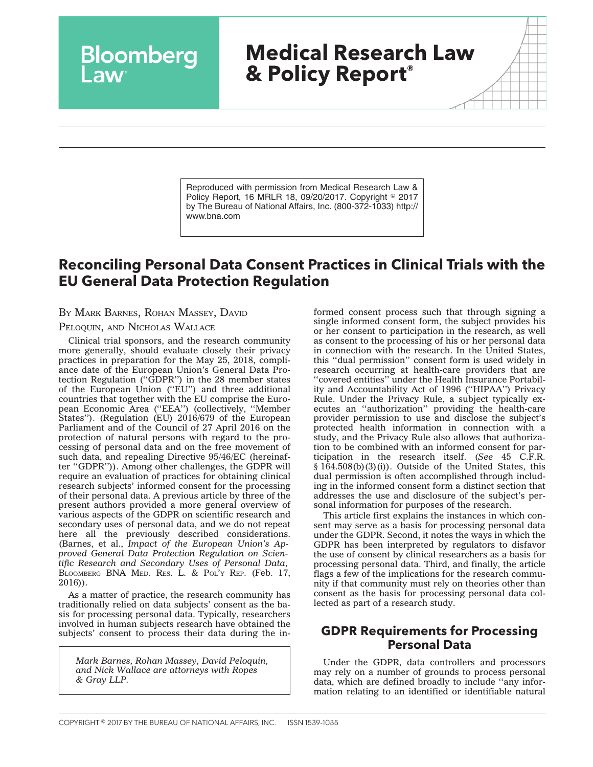# Bloomberg Law — Medical Research Law & Policy Report®

Reproduced with permission from Medical Research Law & Policy Report, 16 MRLR 18, 09/20/2017. Copyright © 2017 by The Bureau of National Affairs, Inc. (800-372-1033) http://www.bna.com

## Reconciling Personal Data Consent Practices in Clinical Trials with the EU General Data Protection Regulation

By Mark Barnes, Rohan Massey, David Peloquin, and Nicholas Wallace

Clinical trial sponsors, and the research community more generally, should evaluate closely their privacy practices in preparation for the May 25, 2018, compliance date of the European Union's General Data Protection Regulation (''GDPR'') in the 28 member states of the European Union (''EU'') and three additional countries that together with the EU comprise the European Economic Area (''EEA'') (collectively, ''Member States''). (Regulation (EU) 2016/679 of the European Parliament and of the Council of 27 April 2016 on the protection of natural persons with regard to the processing of personal data and on the free movement of such data, and repealing Directive 95/46/EC (hereinafter ''GDPR'')). Among other challenges, the GDPR will require an evaluation of practices for obtaining clinical research subjects' informed consent for the processing of their personal data. A previous article by three of the present authors provided a more general overview of various aspects of the GDPR on scientific research and secondary uses of personal data, and we do not repeat here all the previously described considerations. (Barnes, et al., *Impact of the European Union's Approved General Data Protection Regulation on Scientific Research and Secondary Uses of Personal Data*, Bloomberg BNA Med. Res. L. & Pol'y Rep. (Feb. 17, 2016)).

As a matter of practice, the research community has traditionally relied on data subjects' consent as the basis for processing personal data. Typically, researchers involved in human subjects research have obtained the subjects' consent to process their data during the informed consent process such that through signing a single informed consent form, the subject provides his or her consent to participation in the research, as well as consent to the processing of his or her personal data in connection with the research. In the United States, this ''dual permission'' consent form is used widely in research occurring at health-care providers that are ''covered entities'' under the Health Insurance Portability and Accountability Act of 1996 (''HIPAA'') Privacy Rule. Under the Privacy Rule, a subject typically executes an ''authorization'' providing the health-care provider permission to use and disclose the subject's protected health information in connection with a study, and the Privacy Rule also allows that authorization to be combined with an informed consent for participation in the research itself. (*See* 45 C.F.R. § 164.508(b)(3)(i)). Outside of the United States, this dual permission is often accomplished through including in the informed consent form a distinct section that addresses the use and disclosure of the subject's personal information for purposes of the research.

This article first explains the instances in which consent may serve as a basis for processing personal data under the GDPR. Second, it notes the ways in which the GDPR has been interpreted by regulators to disfavor the use of consent by clinical researchers as a basis for processing personal data. Third, and finally, the article flags a few of the implications for the research community if that community must rely on theories other than consent as the basis for processing personal data collected as part of a research study.

*Mark Barnes, Rohan Massey, David Peloquin, and Nick Wallace are attorneys with Ropes & Gray LLP.*

### GDPR Requirements for Processing Personal Data

Under the GDPR, data controllers and processors may rely on a number of grounds to process personal data, which are defined broadly to include ''any information relating to an identified or identifiable natural

COPYRIGHT © 2017 BY THE BUREAU OF NATIONAL AFFAIRS, INC. ISSN 1539-1035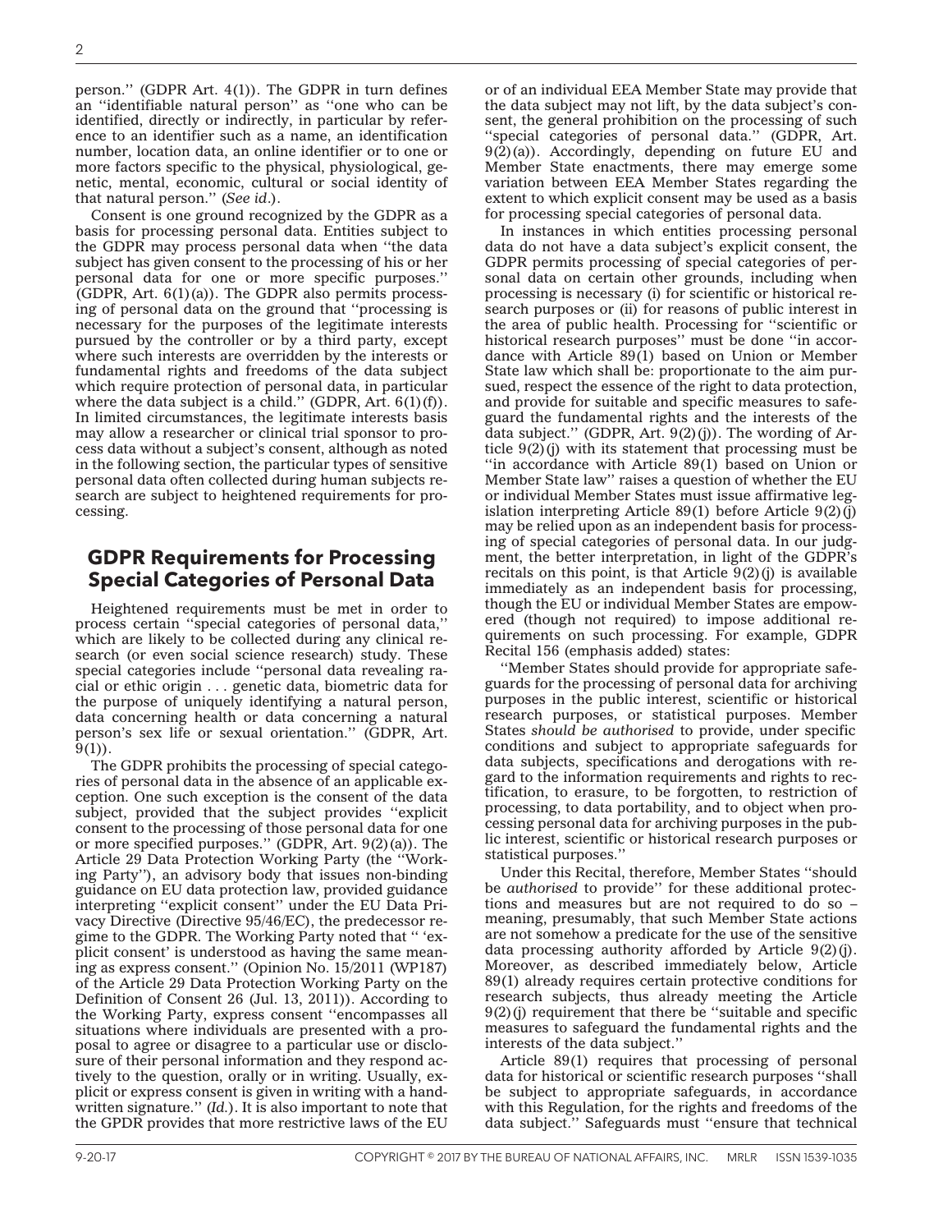person.'' (GDPR Art. 4(1)). The GDPR in turn defines an ''identifiable natural person'' as ''one who can be identified, directly or indirectly, in particular by reference to an identifier such as a name, an identification number, location data, an online identifier or to one or more factors specific to the physical, physiological, genetic, mental, economic, cultural or social identity of that natural person.'' (*See id*.).

Consent is one ground recognized by the GDPR as a basis for processing personal data. Entities subject to the GDPR may process personal data when ''the data subject has given consent to the processing of his or her personal data for one or more specific purposes.'' (GDPR, Art. 6(1)(a)). The GDPR also permits processing of personal data on the ground that ''processing is necessary for the purposes of the legitimate interests pursued by the controller or by a third party, except where such interests are overridden by the interests or fundamental rights and freedoms of the data subject which require protection of personal data, in particular where the data subject is a child.'' (GDPR, Art. 6(1)(f)). In limited circumstances, the legitimate interests basis may allow a researcher or clinical trial sponsor to process data without a subject's consent, although as noted in the following section, the particular types of sensitive personal data often collected during human subjects research are subject to heightened requirements for processing.

## GDPR Requirements for Processing Special Categories of Personal Data

Heightened requirements must be met in order to process certain ''special categories of personal data,'' which are likely to be collected during any clinical research (or even social science research) study. These special categories include ''personal data revealing racial or ethic origin . . . genetic data, biometric data for the purpose of uniquely identifying a natural person, data concerning health or data concerning a natural person's sex life or sexual orientation.'' (GDPR, Art. 9(1)).

The GDPR prohibits the processing of special categories of personal data in the absence of an applicable exception. One such exception is the consent of the data subject, provided that the subject provides ''explicit consent to the processing of those personal data for one or more specified purposes.'' (GDPR, Art. 9(2)(a)). The Article 29 Data Protection Working Party (the ''Working Party''), an advisory body that issues non-binding guidance on EU data protection law, provided guidance interpreting ''explicit consent'' under the EU Data Privacy Directive (Directive 95/46/EC), the predecessor regime to the GDPR. The Working Party noted that '' 'explicit consent' is understood as having the same meaning as express consent.'' (Opinion No. 15/2011 (WP187) of the Article 29 Data Protection Working Party on the Definition of Consent 26 (Jul. 13, 2011)). According to the Working Party, express consent ''encompasses all situations where individuals are presented with a proposal to agree or disagree to a particular use or disclosure of their personal information and they respond actively to the question, orally or in writing. Usually, explicit or express consent is given in writing with a handwritten signature.'' (*Id.*). It is also important to note that the GPDR provides that more restrictive laws of the EU or of an individual EEA Member State may provide that the data subject may not lift, by the data subject's consent, the general prohibition on the processing of such ''special categories of personal data.'' (GDPR, Art. 9(2)(a)). Accordingly, depending on future EU and Member State enactments, there may emerge some variation between EEA Member States regarding the extent to which explicit consent may be used as a basis for processing special categories of personal data.

In instances in which entities processing personal data do not have a data subject's explicit consent, the GDPR permits processing of special categories of personal data on certain other grounds, including when processing is necessary (i) for scientific or historical research purposes or (ii) for reasons of public interest in the area of public health. Processing for ''scientific or historical research purposes'' must be done ''in accordance with Article 89(1) based on Union or Member State law which shall be: proportionate to the aim pursued, respect the essence of the right to data protection, and provide for suitable and specific measures to safeguard the fundamental rights and the interests of the data subject.'' (GDPR, Art. 9(2)(j)). The wording of Article 9(2)(j) with its statement that processing must be ''in accordance with Article 89(1) based on Union or Member State law'' raises a question of whether the EU or individual Member States must issue affirmative legislation interpreting Article 89(1) before Article 9(2)(j) may be relied upon as an independent basis for processing of special categories of personal data. In our judgment, the better interpretation, in light of the GDPR's recitals on this point, is that Article 9(2)(j) is available immediately as an independent basis for processing, though the EU or individual Member States are empowered (though not required) to impose additional requirements on such processing. For example, GDPR Recital 156 (emphasis added) states:

''Member States should provide for appropriate safeguards for the processing of personal data for archiving purposes in the public interest, scientific or historical research purposes, or statistical purposes. Member States *should be authorised* to provide, under specific conditions and subject to appropriate safeguards for data subjects, specifications and derogations with regard to the information requirements and rights to rectification, to erasure, to be forgotten, to restriction of processing, to data portability, and to object when processing personal data for archiving purposes in the public interest, scientific or historical research purposes or statistical purposes.''

Under this Recital, therefore, Member States ''should be *authorised* to provide'' for these additional protections and measures but are not required to do so – meaning, presumably, that such Member State actions are not somehow a predicate for the use of the sensitive data processing authority afforded by Article 9(2)(j). Moreover, as described immediately below, Article 89(1) already requires certain protective conditions for research subjects, thus already meeting the Article 9(2)(j) requirement that there be ''suitable and specific measures to safeguard the fundamental rights and the interests of the data subject.''

Article 89(1) requires that processing of personal data for historical or scientific research purposes ''shall be subject to appropriate safeguards, in accordance with this Regulation, for the rights and freedoms of the data subject.'' Safeguards must ''ensure that technical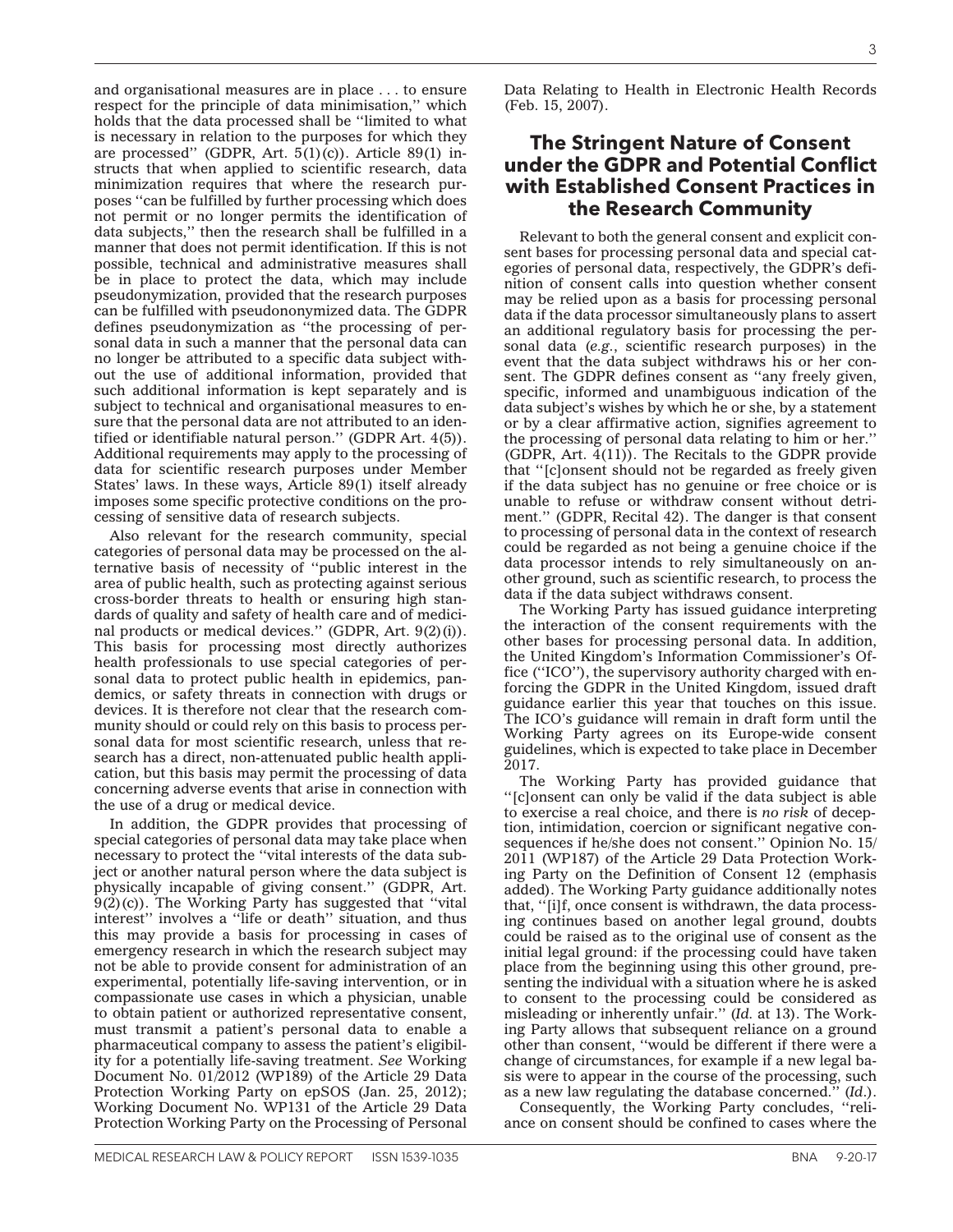and organisational measures are in place . . . to ensure respect for the principle of data minimisation,'' which holds that the data processed shall be ''limited to what is necessary in relation to the purposes for which they are processed'' (GDPR, Art. 5(1)(c)). Article 89(1) instructs that when applied to scientific research, data minimization requires that where the research purposes ''can be fulfilled by further processing which does not permit or no longer permits the identification of data subjects,'' then the research shall be fulfilled in a manner that does not permit identification. If this is not possible, technical and administrative measures shall be in place to protect the data, which may include pseudonymization, provided that the research purposes can be fulfilled with pseudononymized data. The GDPR defines pseudonymization as ''the processing of personal data in such a manner that the personal data can no longer be attributed to a specific data subject without the use of additional information, provided that such additional information is kept separately and is subject to technical and organisational measures to ensure that the personal data are not attributed to an identified or identifiable natural person.'' (GDPR Art. 4(5)). Additional requirements may apply to the processing of data for scientific research purposes under Member States' laws. In these ways, Article 89(1) itself already imposes some specific protective conditions on the processing of sensitive data of research subjects.

Also relevant for the research community, special categories of personal data may be processed on the alternative basis of necessity of ''public interest in the area of public health, such as protecting against serious cross-border threats to health or ensuring high standards of quality and safety of health care and of medicinal products or medical devices.'' (GDPR, Art. 9(2)(i)). This basis for processing most directly authorizes health professionals to use special categories of personal data to protect public health in epidemics, pandemics, or safety threats in connection with drugs or devices. It is therefore not clear that the research community should or could rely on this basis to process personal data for most scientific research, unless that research has a direct, non-attenuated public health application, but this basis may permit the processing of data concerning adverse events that arise in connection with the use of a drug or medical device.

In addition, the GDPR provides that processing of special categories of personal data may take place when necessary to protect the ''vital interests of the data subject or another natural person where the data subject is physically incapable of giving consent.'' (GDPR, Art. 9(2)(c)). The Working Party has suggested that ''vital interest'' involves a ''life or death'' situation, and thus this may provide a basis for processing in cases of emergency research in which the research subject may not be able to provide consent for administration of an experimental, potentially life-saving intervention, or in compassionate use cases in which a physician, unable to obtain patient or authorized representative consent, must transmit a patient's personal data to enable a pharmaceutical company to assess the patient's eligibility for a potentially life-saving treatment. *See* Working Document No. 01/2012 (WP189) of the Article 29 Data Protection Working Party on epSOS (Jan. 25, 2012); Working Document No. WP131 of the Article 29 Data Protection Working Party on the Processing of Personal Data Relating to Health in Electronic Health Records (Feb. 15, 2007).

## The Stringent Nature of Consent under the GDPR and Potential Conflict with Established Consent Practices in the Research Community

Relevant to both the general consent and explicit consent bases for processing personal data and special categories of personal data, respectively, the GDPR's definition of consent calls into question whether consent may be relied upon as a basis for processing personal data if the data processor simultaneously plans to assert an additional regulatory basis for processing the personal data (*e.g.*, scientific research purposes) in the event that the data subject withdraws his or her consent. The GDPR defines consent as ''any freely given, specific, informed and unambiguous indication of the data subject's wishes by which he or she, by a statement or by a clear affirmative action, signifies agreement to the processing of personal data relating to him or her.'' (GDPR, Art. 4(11)). The Recitals to the GDPR provide that ''[c]onsent should not be regarded as freely given if the data subject has no genuine or free choice or is unable to refuse or withdraw consent without detriment.'' (GDPR, Recital 42). The danger is that consent to processing of personal data in the context of research could be regarded as not being a genuine choice if the data processor intends to rely simultaneously on another ground, such as scientific research, to process the data if the data subject withdraws consent.

The Working Party has issued guidance interpreting the interaction of the consent requirements with the other bases for processing personal data. In addition, the United Kingdom's Information Commissioner's Office (''ICO''), the supervisory authority charged with enforcing the GDPR in the United Kingdom, issued draft guidance earlier this year that touches on this issue. The ICO's guidance will remain in draft form until the Working Party agrees on its Europe-wide consent guidelines, which is expected to take place in December 2017.

The Working Party has provided guidance that ''[c]onsent can only be valid if the data subject is able to exercise a real choice, and there is *no risk* of deception, intimidation, coercion or significant negative consequences if he/she does not consent.'' Opinion No. 15/2011 (WP187) of the Article 29 Data Protection Working Party on the Definition of Consent 12 (emphasis added). The Working Party guidance additionally notes that, ''[i]f, once consent is withdrawn, the data processing continues based on another legal ground, doubts could be raised as to the original use of consent as the initial legal ground: if the processing could have taken place from the beginning using this other ground, presenting the individual with a situation where he is asked to consent to the processing could be considered as misleading or inherently unfair.'' (*Id.* at 13). The Working Party allows that subsequent reliance on a ground other than consent, ''would be different if there were a change of circumstances, for example if a new legal basis were to appear in the course of the processing, such as a new law regulating the database concerned.'' (*Id.*).

Consequently, the Working Party concludes, ''reliance on consent should be confined to cases where the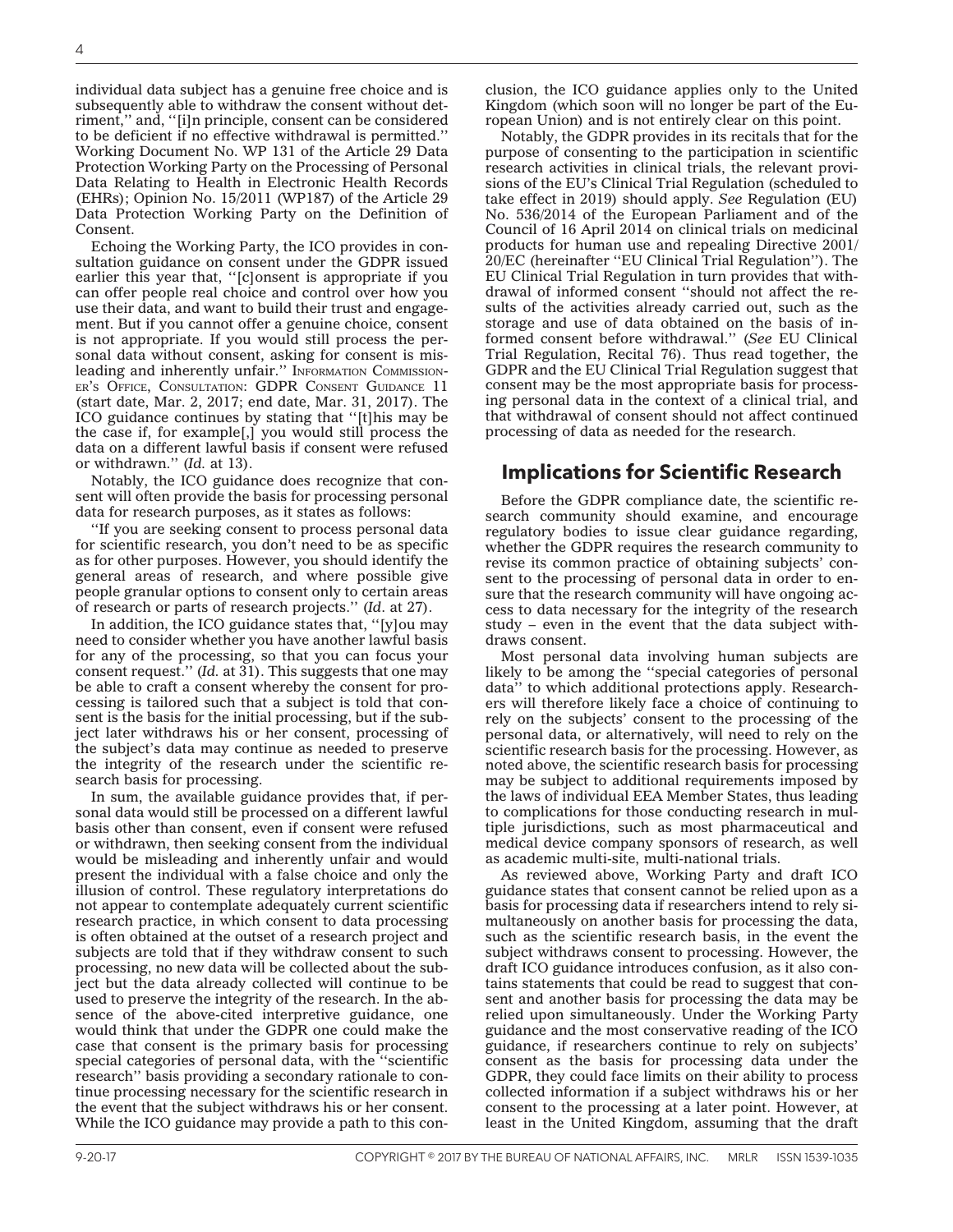individual data subject has a genuine free choice and is subsequently able to withdraw the consent without detriment,'' and, ''[i]n principle, consent can be considered to be deficient if no effective withdrawal is permitted.'' Working Document No. WP 131 of the Article 29 Data Protection Working Party on the Processing of Personal Data Relating to Health in Electronic Health Records (EHRs); Opinion No. 15/2011 (WP187) of the Article 29 Data Protection Working Party on the Definition of Consent.

Echoing the Working Party, the ICO provides in consultation guidance on consent under the GDPR issued earlier this year that, ''[c]onsent is appropriate if you can offer people real choice and control over how you use their data, and want to build their trust and engagement. But if you cannot offer a genuine choice, consent is not appropriate. If you would still process the personal data without consent, asking for consent is misleading and inherently unfair.'' INFORMATION COMMISSIONER'S OFFICE, CONSULTATION: GDPR CONSENT GUIDANCE 11 (start date, Mar. 2, 2017; end date, Mar. 31, 2017). The ICO guidance continues by stating that ''[t]his may be the case if, for example[,] you would still process the data on a different lawful basis if consent were refused or withdrawn.'' (*Id.* at 13).

Notably, the ICO guidance does recognize that consent will often provide the basis for processing personal data for research purposes, as it states as follows:

''If you are seeking consent to process personal data for scientific research, you don't need to be as specific as for other purposes. However, you should identify the general areas of research, and where possible give people granular options to consent only to certain areas of research or parts of research projects.'' (*Id.* at 27).

In addition, the ICO guidance states that, ''[y]ou may need to consider whether you have another lawful basis for any of the processing, so that you can focus your consent request.'' (*Id.* at 31). This suggests that one may be able to craft a consent whereby the consent for processing is tailored such that a subject is told that consent is the basis for the initial processing, but if the subject later withdraws his or her consent, processing of the subject's data may continue as needed to preserve the integrity of the research under the scientific research basis for processing.

In sum, the available guidance provides that, if personal data would still be processed on a different lawful basis other than consent, even if consent were refused or withdrawn, then seeking consent from the individual would be misleading and inherently unfair and would present the individual with a false choice and only the illusion of control. These regulatory interpretations do not appear to contemplate adequately current scientific research practice, in which consent to data processing is often obtained at the outset of a research project and subjects are told that if they withdraw consent to such processing, no new data will be collected about the subject but the data already collected will continue to be used to preserve the integrity of the research. In the absence of the above-cited interpretive guidance, one would think that under the GDPR one could make the case that consent is the primary basis for processing special categories of personal data, with the ''scientific research'' basis providing a secondary rationale to continue processing necessary for the scientific research in the event that the subject withdraws his or her consent. While the ICO guidance may provide a path to this conclusion, the ICO guidance applies only to the United Kingdom (which soon will no longer be part of the European Union) and is not entirely clear on this point.

Notably, the GDPR provides in its recitals that for the purpose of consenting to the participation in scientific research activities in clinical trials, the relevant provisions of the EU's Clinical Trial Regulation (scheduled to take effect in 2019) should apply. *See* Regulation (EU) No. 536/2014 of the European Parliament and of the Council of 16 April 2014 on clinical trials on medicinal products for human use and repealing Directive 2001/20/EC (hereinafter ''EU Clinical Trial Regulation''). The EU Clinical Trial Regulation in turn provides that withdrawal of informed consent ''should not affect the results of the activities already carried out, such as the storage and use of data obtained on the basis of informed consent before withdrawal.'' (*See* EU Clinical Trial Regulation, Recital 76). Thus read together, the GDPR and the EU Clinical Trial Regulation suggest that consent may be the most appropriate basis for processing personal data in the context of a clinical trial, and that withdrawal of consent should not affect continued processing of data as needed for the research.

## Implications for Scientific Research

Before the GDPR compliance date, the scientific research community should examine, and encourage regulatory bodies to issue clear guidance regarding, whether the GDPR requires the research community to revise its common practice of obtaining subjects' consent to the processing of personal data in order to ensure that the research community will have ongoing access to data necessary for the integrity of the research study – even in the event that the data subject withdraws consent.

Most personal data involving human subjects are likely to be among the ''special categories of personal data'' to which additional protections apply. Researchers will therefore likely face a choice of continuing to rely on the subjects' consent to the processing of the personal data, or alternatively, will need to rely on the scientific research basis for the processing. However, as noted above, the scientific research basis for processing may be subject to additional requirements imposed by the laws of individual EEA Member States, thus leading to complications for those conducting research in multiple jurisdictions, such as most pharmaceutical and medical device company sponsors of research, as well as academic multi-site, multi-national trials.

As reviewed above, Working Party and draft ICO guidance states that consent cannot be relied upon as a basis for processing data if researchers intend to rely simultaneously on another basis for processing the data, such as the scientific research basis, in the event the subject withdraws consent to processing. However, the draft ICO guidance introduces confusion, as it also contains statements that could be read to suggest that consent and another basis for processing the data may be relied upon simultaneously. Under the Working Party guidance and the most conservative reading of the ICO guidance, if researchers continue to rely on subjects' consent as the basis for processing data under the GDPR, they could face limits on their ability to process collected information if a subject withdraws his or her consent to the processing at a later point. However, at least in the United Kingdom, assuming that the draft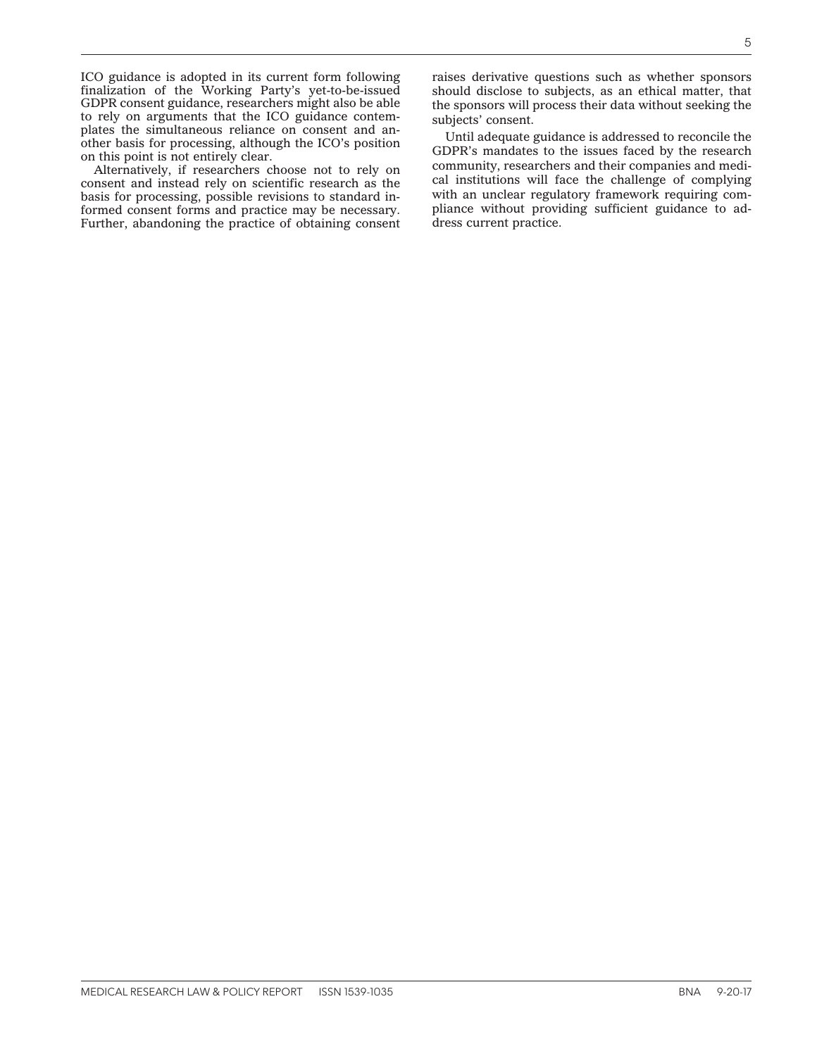ICO guidance is adopted in its current form following finalization of the Working Party's yet-to-be-issued GDPR consent guidance, researchers might also be able to rely on arguments that the ICO guidance contemplates the simultaneous reliance on consent and another basis for processing, although the ICO's position on this point is not entirely clear.

Alternatively, if researchers choose not to rely on consent and instead rely on scientific research as the basis for processing, possible revisions to standard informed consent forms and practice may be necessary. Further, abandoning the practice of obtaining consent raises derivative questions such as whether sponsors should disclose to subjects, as an ethical matter, that the sponsors will process their data without seeking the subjects' consent.

Until adequate guidance is addressed to reconcile the GDPR's mandates to the issues faced by the research community, researchers and their companies and medical institutions will face the challenge of complying with an unclear regulatory framework requiring compliance without providing sufficient guidance to address current practice.